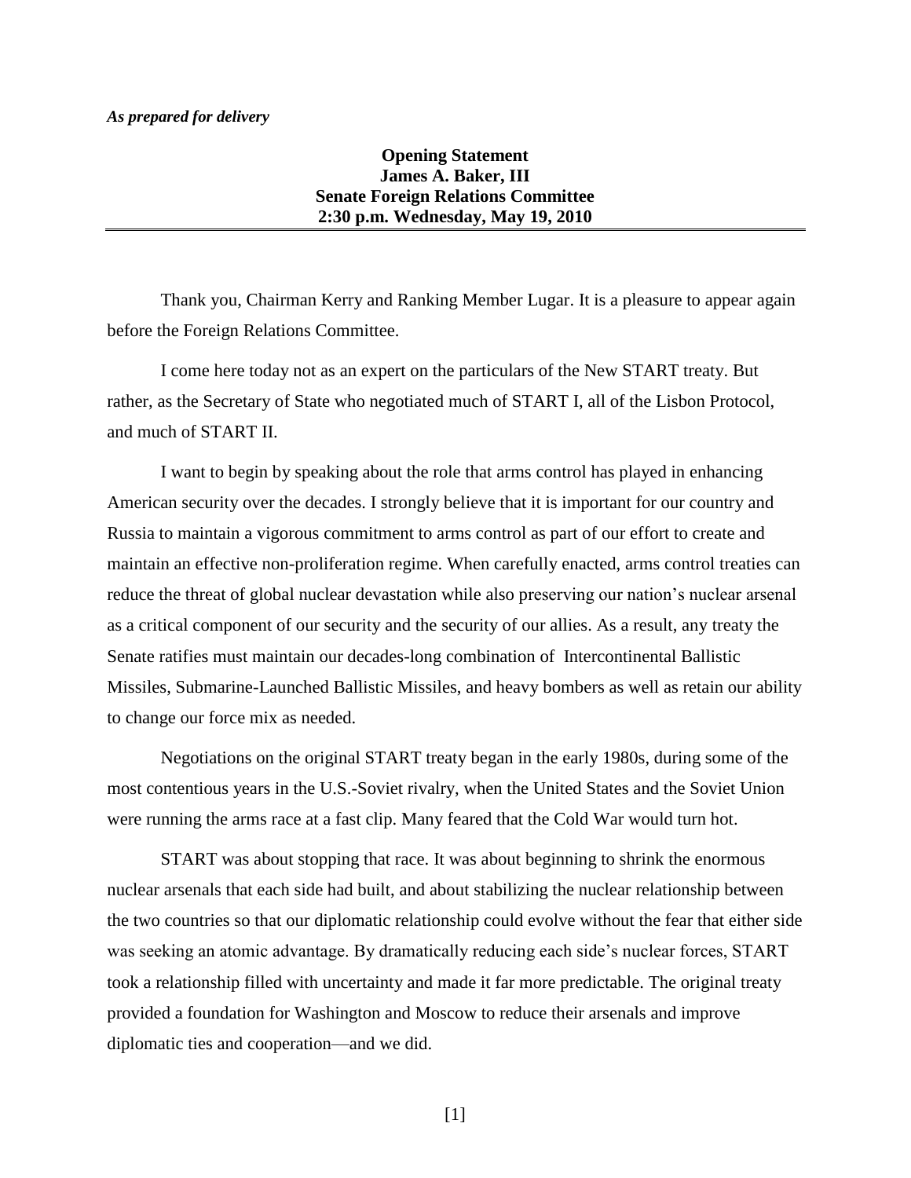*As prepared for delivery*

**Opening Statement**
**James A. Baker, III**
**Senate Foreign Relations Committee**
**2:30 p.m. Wednesday, May 19, 2010**

---

Thank you, Chairman Kerry and Ranking Member Lugar. It is a pleasure to appear again before the Foreign Relations Committee.

I come here today not as an expert on the particulars of the New START treaty. But rather, as the Secretary of State who negotiated much of START I, all of the Lisbon Protocol, and much of START II.

I want to begin by speaking about the role that arms control has played in enhancing American security over the decades. I strongly believe that it is important for our country and Russia to maintain a vigorous commitment to arms control as part of our effort to create and maintain an effective non-proliferation regime. When carefully enacted, arms control treaties can reduce the threat of global nuclear devastation while also preserving our nation's nuclear arsenal as a critical component of our security and the security of our allies. As a result, any treaty the Senate ratifies must maintain our decades-long combination of Intercontinental Ballistic Missiles, Submarine-Launched Ballistic Missiles, and heavy bombers as well as retain our ability to change our force mix as needed.

Negotiations on the original START treaty began in the early 1980s, during some of the most contentious years in the U.S.-Soviet rivalry, when the United States and the Soviet Union were running the arms race at a fast clip. Many feared that the Cold War would turn hot.

START was about stopping that race. It was about beginning to shrink the enormous nuclear arsenals that each side had built, and about stabilizing the nuclear relationship between the two countries so that our diplomatic relationship could evolve without the fear that either side was seeking an atomic advantage. By dramatically reducing each side's nuclear forces, START took a relationship filled with uncertainty and made it far more predictable. The original treaty provided a foundation for Washington and Moscow to reduce their arsenals and improve diplomatic ties and cooperation—and we did.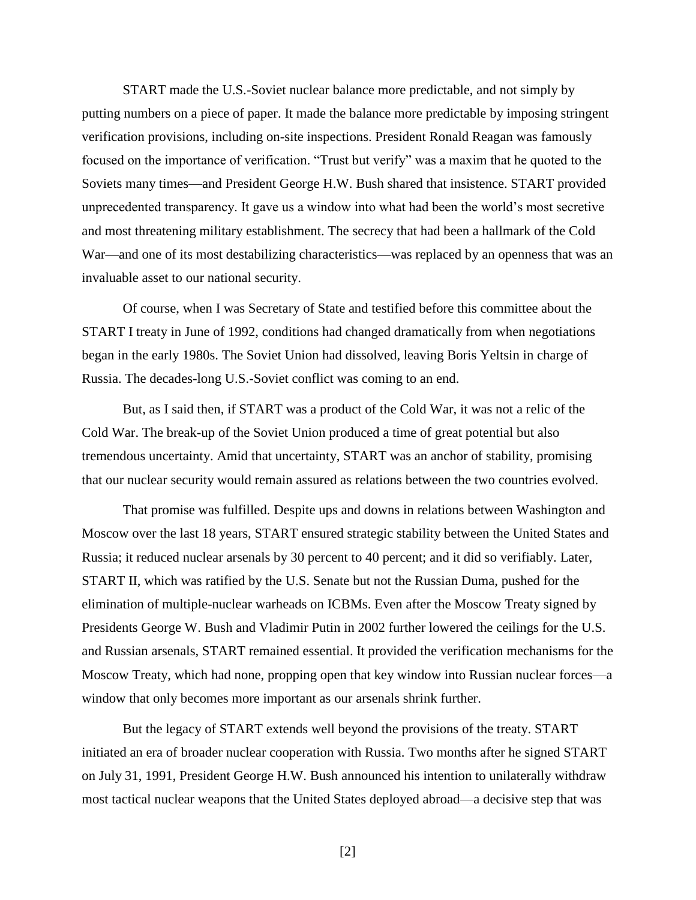START made the U.S.-Soviet nuclear balance more predictable, and not simply by putting numbers on a piece of paper. It made the balance more predictable by imposing stringent verification provisions, including on-site inspections. President Ronald Reagan was famously focused on the importance of verification. "Trust but verify" was a maxim that he quoted to the Soviets many times—and President George H.W. Bush shared that insistence. START provided unprecedented transparency. It gave us a window into what had been the world's most secretive and most threatening military establishment. The secrecy that had been a hallmark of the Cold War—and one of its most destabilizing characteristics—was replaced by an openness that was an invaluable asset to our national security.

Of course, when I was Secretary of State and testified before this committee about the START I treaty in June of 1992, conditions had changed dramatically from when negotiations began in the early 1980s. The Soviet Union had dissolved, leaving Boris Yeltsin in charge of Russia. The decades-long U.S.-Soviet conflict was coming to an end.

But, as I said then, if START was a product of the Cold War, it was not a relic of the Cold War. The break-up of the Soviet Union produced a time of great potential but also tremendous uncertainty. Amid that uncertainty, START was an anchor of stability, promising that our nuclear security would remain assured as relations between the two countries evolved.

That promise was fulfilled. Despite ups and downs in relations between Washington and Moscow over the last 18 years, START ensured strategic stability between the United States and Russia; it reduced nuclear arsenals by 30 percent to 40 percent; and it did so verifiably. Later, START II, which was ratified by the U.S. Senate but not the Russian Duma, pushed for the elimination of multiple-nuclear warheads on ICBMs. Even after the Moscow Treaty signed by Presidents George W. Bush and Vladimir Putin in 2002 further lowered the ceilings for the U.S. and Russian arsenals, START remained essential. It provided the verification mechanisms for the Moscow Treaty, which had none, propping open that key window into Russian nuclear forces—a window that only becomes more important as our arsenals shrink further.

But the legacy of START extends well beyond the provisions of the treaty. START initiated an era of broader nuclear cooperation with Russia. Two months after he signed START on July 31, 1991, President George H.W. Bush announced his intention to unilaterally withdraw most tactical nuclear weapons that the United States deployed abroad—a decisive step that was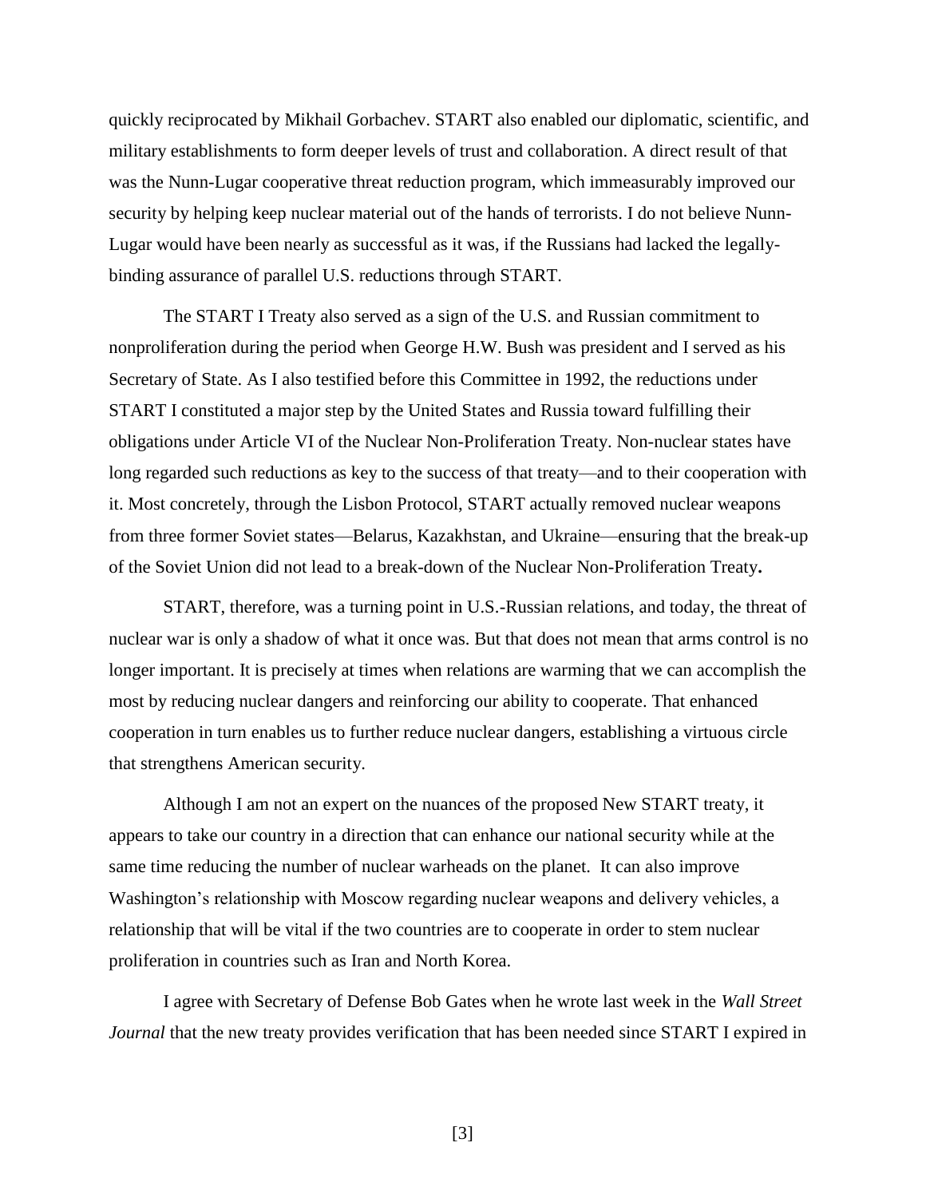quickly reciprocated by Mikhail Gorbachev. START also enabled our diplomatic, scientific, and military establishments to form deeper levels of trust and collaboration. A direct result of that was the Nunn-Lugar cooperative threat reduction program, which immeasurably improved our security by helping keep nuclear material out of the hands of terrorists. I do not believe Nunn-Lugar would have been nearly as successful as it was, if the Russians had lacked the legally-binding assurance of parallel U.S. reductions through START.

The START I Treaty also served as a sign of the U.S. and Russian commitment to nonproliferation during the period when George H.W. Bush was president and I served as his Secretary of State. As I also testified before this Committee in 1992, the reductions under START I constituted a major step by the United States and Russia toward fulfilling their obligations under Article VI of the Nuclear Non-Proliferation Treaty. Non-nuclear states have long regarded such reductions as key to the success of that treaty—and to their cooperation with it. Most concretely, through the Lisbon Protocol, START actually removed nuclear weapons from three former Soviet states—Belarus, Kazakhstan, and Ukraine—ensuring that the break-up of the Soviet Union did not lead to a break-down of the Nuclear Non-Proliferation Treaty**.**

START, therefore, was a turning point in U.S.-Russian relations, and today, the threat of nuclear war is only a shadow of what it once was. But that does not mean that arms control is no longer important. It is precisely at times when relations are warming that we can accomplish the most by reducing nuclear dangers and reinforcing our ability to cooperate. That enhanced cooperation in turn enables us to further reduce nuclear dangers, establishing a virtuous circle that strengthens American security.

Although I am not an expert on the nuances of the proposed New START treaty, it appears to take our country in a direction that can enhance our national security while at the same time reducing the number of nuclear warheads on the planet. It can also improve Washington's relationship with Moscow regarding nuclear weapons and delivery vehicles, a relationship that will be vital if the two countries are to cooperate in order to stem nuclear proliferation in countries such as Iran and North Korea.

I agree with Secretary of Defense Bob Gates when he wrote last week in the *Wall Street Journal* that the new treaty provides verification that has been needed since START I expired in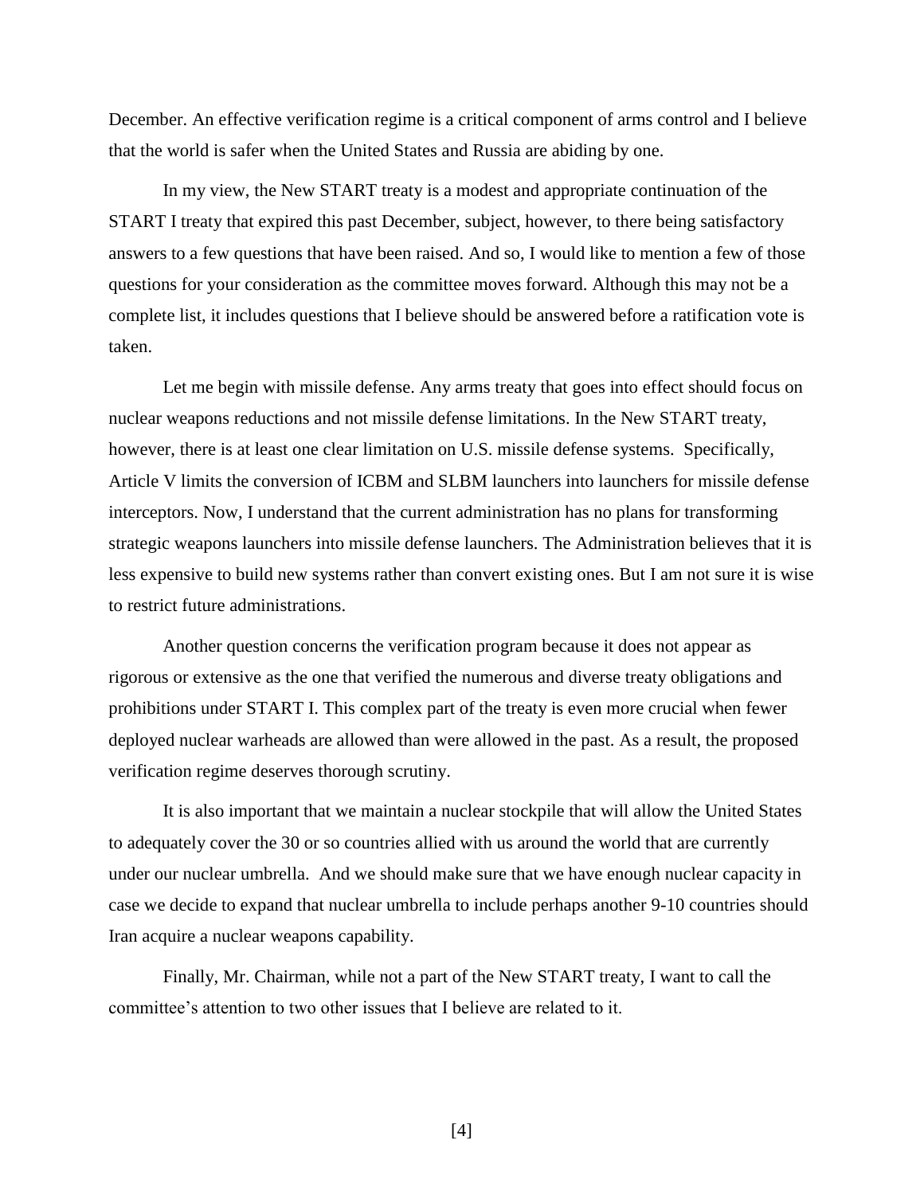December. An effective verification regime is a critical component of arms control and I believe that the world is safer when the United States and Russia are abiding by one.

In my view, the New START treaty is a modest and appropriate continuation of the START I treaty that expired this past December, subject, however, to there being satisfactory answers to a few questions that have been raised. And so, I would like to mention a few of those questions for your consideration as the committee moves forward. Although this may not be a complete list, it includes questions that I believe should be answered before a ratification vote is taken.

Let me begin with missile defense. Any arms treaty that goes into effect should focus on nuclear weapons reductions and not missile defense limitations. In the New START treaty, however, there is at least one clear limitation on U.S. missile defense systems. Specifically, Article V limits the conversion of ICBM and SLBM launchers into launchers for missile defense interceptors. Now, I understand that the current administration has no plans for transforming strategic weapons launchers into missile defense launchers. The Administration believes that it is less expensive to build new systems rather than convert existing ones. But I am not sure it is wise to restrict future administrations.

Another question concerns the verification program because it does not appear as rigorous or extensive as the one that verified the numerous and diverse treaty obligations and prohibitions under START I. This complex part of the treaty is even more crucial when fewer deployed nuclear warheads are allowed than were allowed in the past. As a result, the proposed verification regime deserves thorough scrutiny.

It is also important that we maintain a nuclear stockpile that will allow the United States to adequately cover the 30 or so countries allied with us around the world that are currently under our nuclear umbrella. And we should make sure that we have enough nuclear capacity in case we decide to expand that nuclear umbrella to include perhaps another 9-10 countries should Iran acquire a nuclear weapons capability.

Finally, Mr. Chairman, while not a part of the New START treaty, I want to call the committee's attention to two other issues that I believe are related to it.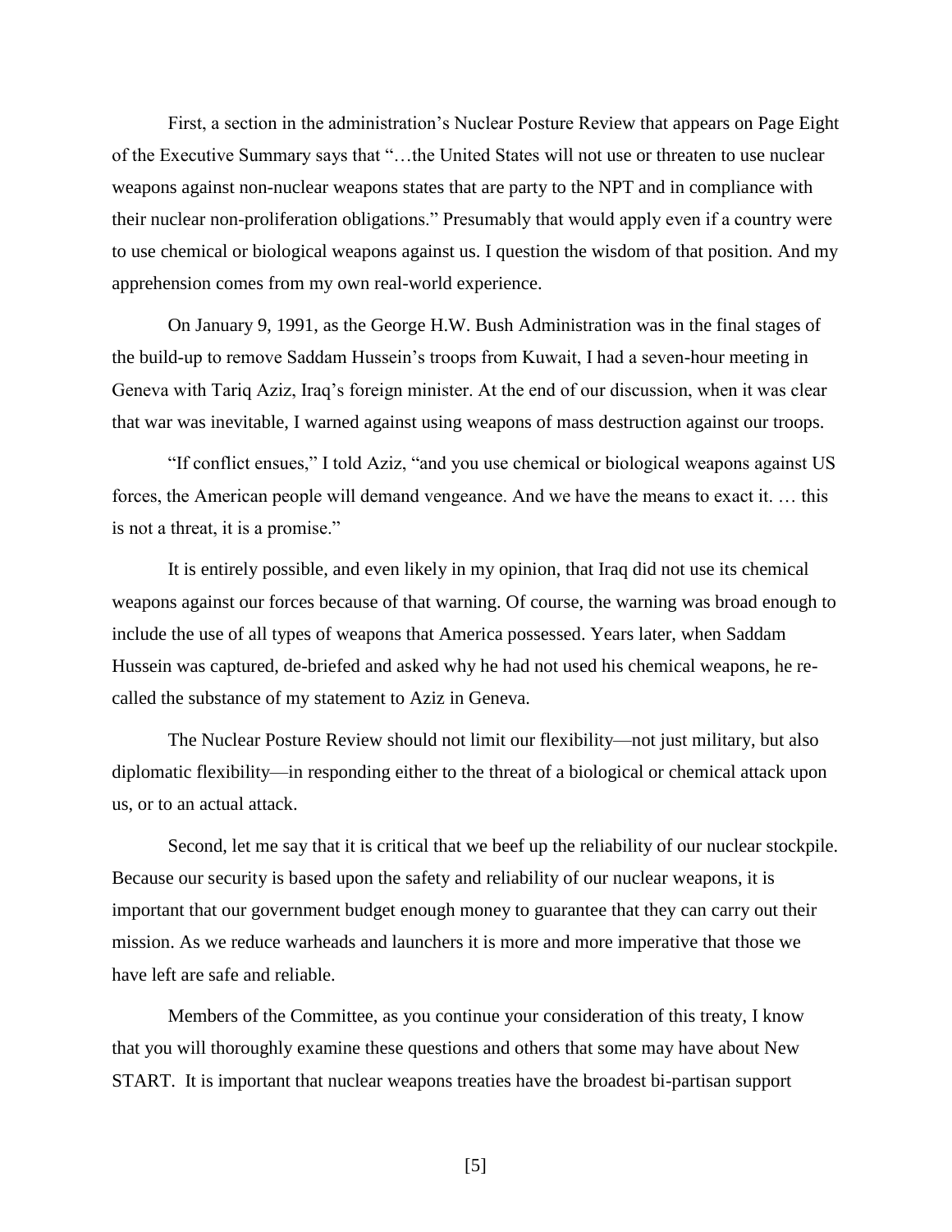First, a section in the administration's Nuclear Posture Review that appears on Page Eight of the Executive Summary says that "…the United States will not use or threaten to use nuclear weapons against non-nuclear weapons states that are party to the NPT and in compliance with their nuclear non-proliferation obligations." Presumably that would apply even if a country were to use chemical or biological weapons against us. I question the wisdom of that position. And my apprehension comes from my own real-world experience.

On January 9, 1991, as the George H.W. Bush Administration was in the final stages of the build-up to remove Saddam Hussein's troops from Kuwait, I had a seven-hour meeting in Geneva with Tariq Aziz, Iraq's foreign minister. At the end of our discussion, when it was clear that war was inevitable, I warned against using weapons of mass destruction against our troops.

"If conflict ensues," I told Aziz, "and you use chemical or biological weapons against US forces, the American people will demand vengeance. And we have the means to exact it. … this is not a threat, it is a promise."

It is entirely possible, and even likely in my opinion, that Iraq did not use its chemical weapons against our forces because of that warning. Of course, the warning was broad enough to include the use of all types of weapons that America possessed. Years later, when Saddam Hussein was captured, de-briefed and asked why he had not used his chemical weapons, he re-called the substance of my statement to Aziz in Geneva.

The Nuclear Posture Review should not limit our flexibility—not just military, but also diplomatic flexibility—in responding either to the threat of a biological or chemical attack upon us, or to an actual attack.

Second, let me say that it is critical that we beef up the reliability of our nuclear stockpile. Because our security is based upon the safety and reliability of our nuclear weapons, it is important that our government budget enough money to guarantee that they can carry out their mission. As we reduce warheads and launchers it is more and more imperative that those we have left are safe and reliable.

Members of the Committee, as you continue your consideration of this treaty, I know that you will thoroughly examine these questions and others that some may have about New START. It is important that nuclear weapons treaties have the broadest bi-partisan support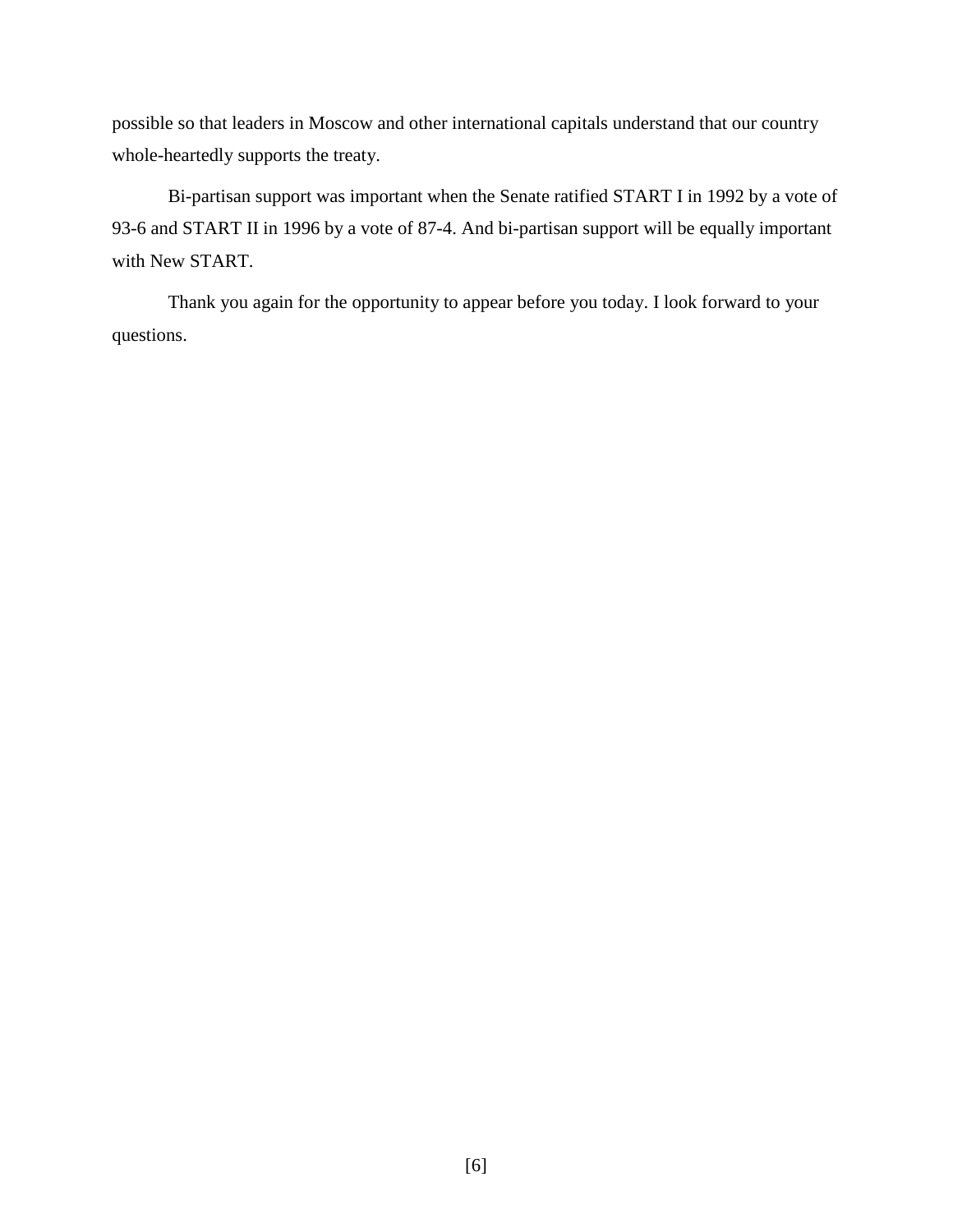possible so that leaders in Moscow and other international capitals understand that our country whole-heartedly supports the treaty.

Bi-partisan support was important when the Senate ratified START I in 1992 by a vote of 93-6 and START II in 1996 by a vote of 87-4. And bi-partisan support will be equally important with New START.

Thank you again for the opportunity to appear before you today. I look forward to your questions.